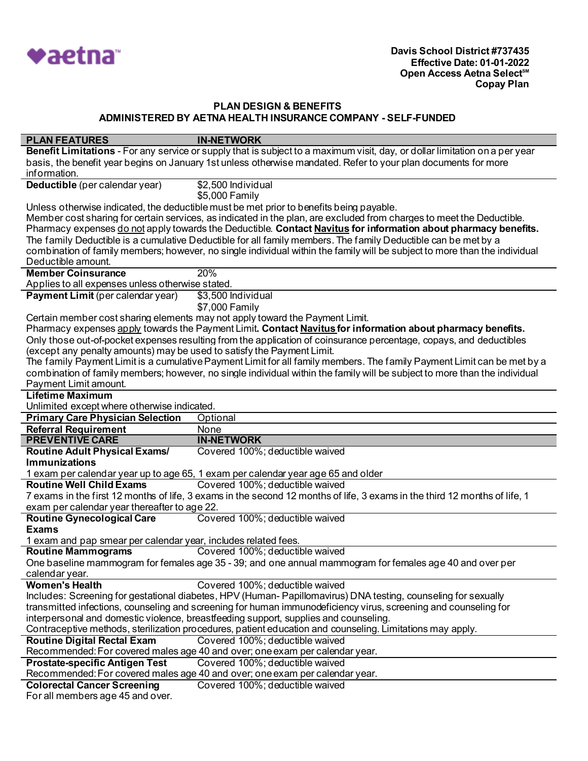aetna™

**Davis School District #737435**
**Effective Date: 01-01-2022**
**Open Access Aetna Select℠**
**Copay Plan**

## PLAN DESIGN & BENEFITS
## ADMINISTERED BY AETNA HEALTH INSURANCE COMPANY - SELF-FUNDED

| PLAN FEATURES | IN-NETWORK |
|---|---|
| **Benefit Limitations** - For any service or supply that is subject to a maximum visit, day, or dollar limitation on a per year basis, the benefit year begins on January 1st unless otherwise mandated. Refer to your plan documents for more information. | |
| **Deductible** (per calendar year) | $2,500 Individual<br>$5,000 Family |
| Unless otherwise indicated, the deductible must be met prior to benefits being payable.<br>Member cost sharing for certain services, as indicated in the plan, are excluded from charges to meet the Deductible.<br>Pharmacy expenses do not apply towards the Deductible. **Contact Navitus for information about pharmacy benefits.**<br>The family Deductible is a cumulative Deductible for all family members. The family Deductible can be met by a combination of family members; however, no single individual within the family will be subject to more than the individual Deductible amount. | |
| **Member Coinsurance** | 20% |
| Applies to all expenses unless otherwise stated. | |
| **Payment Limit** (per calendar year) | $3,500 Individual<br>$7,000 Family |
| Certain member cost sharing elements may not apply toward the Payment Limit.<br>Pharmacy expenses apply towards the Payment Limit. **Contact Navitus for information about pharmacy benefits.**<br>Only those out-of-pocket expenses resulting from the application of coinsurance percentage, copays, and deductibles (except any penalty amounts) may be used to satisfy the Payment Limit.<br>The family Payment Limit is a cumulative Payment Limit for all family members. The family Payment Limit can be met by a combination of family members; however, no single individual within the family will be subject to more than the individual Payment Limit amount. | |
| **Lifetime Maximum** | |
| Unlimited except where otherwise indicated. | |
| **Primary Care Physician Selection** | Optional |
| **Referral Requirement** | None |
| **PREVENTIVE CARE** | **IN-NETWORK** |
| **Routine Adult Physical Exams/ Immunizations** | Covered 100%; deductible waived |
| 1 exam per calendar year up to age 65, 1 exam per calendar year age 65 and older | |
| **Routine Well Child Exams** | Covered 100%; deductible waived |
| 7 exams in the first 12 months of life, 3 exams in the second 12 months of life, 3 exams in the third 12 months of life, 1 exam per calendar year thereafter to age 22. | |
| **Routine Gynecological Care Exams** | Covered 100%; deductible waived |
| 1 exam and pap smear per calendar year, includes related fees. | |
| **Routine Mammograms** | Covered 100%; deductible waived |
| One baseline mammogram for females age 35 - 39; and one annual mammogram for females age 40 and over per calendar year. | |
| **Women's Health** | Covered 100%; deductible waived |
| Includes: Screening for gestational diabetes, HPV (Human- Papillomavirus) DNA testing, counseling for sexually transmitted infections, counseling and screening for human immunodeficiency virus, screening and counseling for interpersonal and domestic violence, breastfeeding support, supplies and counseling.<br>Contraceptive methods, sterilization procedures, patient education and counseling. Limitations may apply. | |
| **Routine Digital Rectal Exam** | Covered 100%; deductible waived |
| Recommended: For covered males age 40 and over; one exam per calendar year. | |
| **Prostate-specific Antigen Test** | Covered 100%; deductible waived |
| Recommended: For covered males age 40 and over; one exam per calendar year. | |
| **Colorectal Cancer Screening** | Covered 100%; deductible waived |
| For all members age 45 and over. | |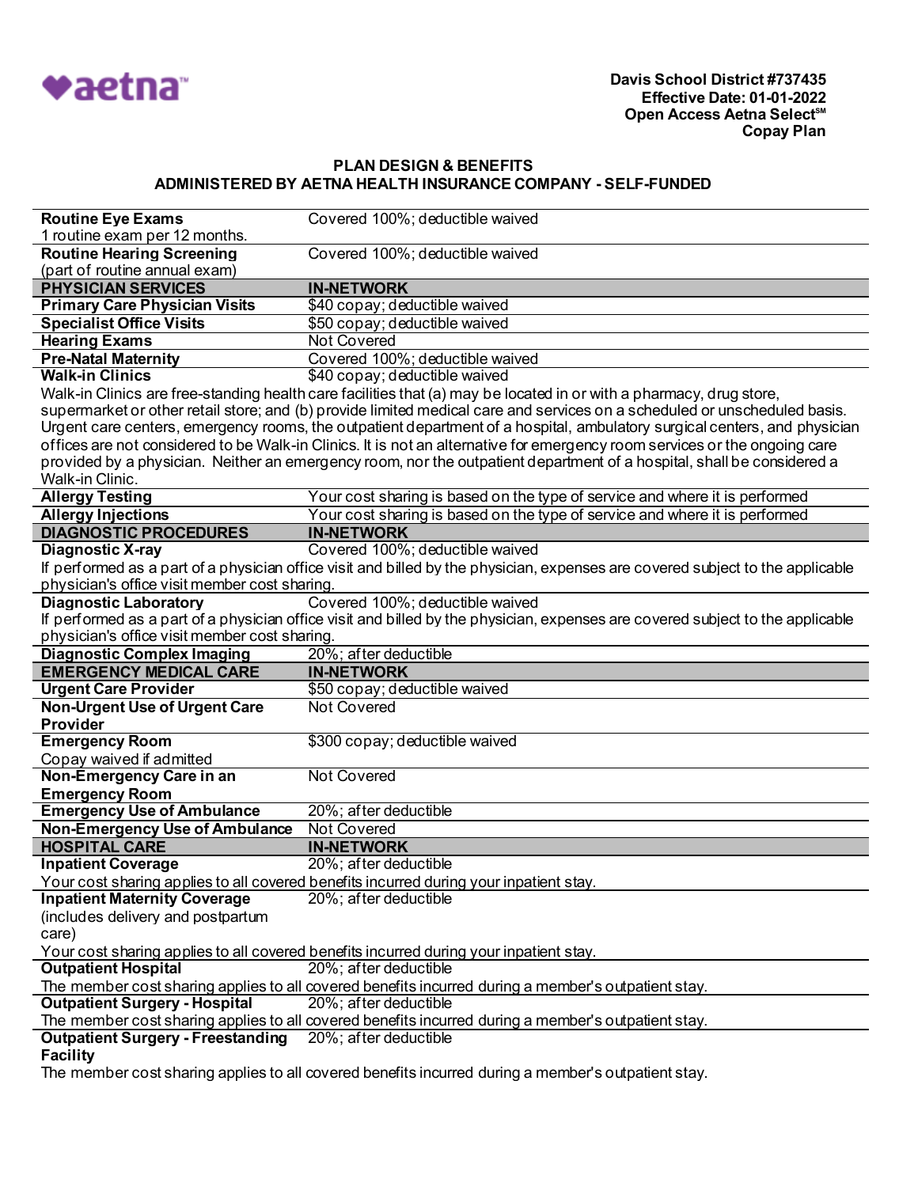Davis School District #737435
Effective Date: 01-01-2022
Open Access Aetna Select℠
Copay Plan

## PLAN DESIGN & BENEFITS
## ADMINISTERED BY AETNA HEALTH INSURANCE COMPANY - SELF-FUNDED

| | |
|---|---|
| **Routine Eye Exams**<br>1 routine exam per 12 months. | Covered 100%; deductible waived |
| **Routine Hearing Screening**<br>(part of routine annual exam) | Covered 100%; deductible waived |
| **PHYSICIAN SERVICES** | **IN-NETWORK** |
| **Primary Care Physician Visits** | $40 copay; deductible waived |
| **Specialist Office Visits** | $50 copay; deductible waived |
| **Hearing Exams** | Not Covered |
| **Pre-Natal Maternity** | Covered 100%; deductible waived |
| **Walk-in Clinics** | $40 copay; deductible waived |
| Walk-in Clinics are free-standing health care facilities that (a) may be located in or with a pharmacy, drug store, supermarket or other retail store; and (b) provide limited medical care and services on a scheduled or unscheduled basis. Urgent care centers, emergency rooms, the outpatient department of a hospital, ambulatory surgical centers, and physician offices are not considered to be Walk-in Clinics. It is not an alternative for emergency room services or the ongoing care provided by a physician. Neither an emergency room, nor the outpatient department of a hospital, shall be considered a Walk-in Clinic. | |
| **Allergy Testing** | Your cost sharing is based on the type of service and where it is performed |
| **Allergy Injections** | Your cost sharing is based on the type of service and where it is performed |
| **DIAGNOSTIC PROCEDURES** | **IN-NETWORK** |
| **Diagnostic X-ray** | Covered 100%; deductible waived |
| If performed as a part of a physician office visit and billed by the physician, expenses are covered subject to the applicable physician's office visit member cost sharing. | |
| **Diagnostic Laboratory** | Covered 100%; deductible waived |
| If performed as a part of a physician office visit and billed by the physician, expenses are covered subject to the applicable physician's office visit member cost sharing. | |
| **Diagnostic Complex Imaging** | 20%; after deductible |
| **EMERGENCY MEDICAL CARE** | **IN-NETWORK** |
| **Urgent Care Provider** | $50 copay; deductible waived |
| **Non-Urgent Use of Urgent Care Provider** | Not Covered |
| **Emergency Room**<br>Copay waived if admitted | $300 copay; deductible waived |
| **Non-Emergency Care in an Emergency Room** | Not Covered |
| **Emergency Use of Ambulance** | 20%; after deductible |
| **Non-Emergency Use of Ambulance** | Not Covered |
| **HOSPITAL CARE** | **IN-NETWORK** |
| **Inpatient Coverage** | 20%; after deductible |
| Your cost sharing applies to all covered benefits incurred during your inpatient stay. | |
| **Inpatient Maternity Coverage**<br>(includes delivery and postpartum care) | 20%; after deductible |
| Your cost sharing applies to all covered benefits incurred during your inpatient stay. | |
| **Outpatient Hospital** | 20%; after deductible |
| The member cost sharing applies to all covered benefits incurred during a member's outpatient stay. | |
| **Outpatient Surgery - Hospital** | 20%; after deductible |
| The member cost sharing applies to all covered benefits incurred during a member's outpatient stay. | |
| **Outpatient Surgery - Freestanding Facility** | 20%; after deductible |
| The member cost sharing applies to all covered benefits incurred during a member's outpatient stay. | |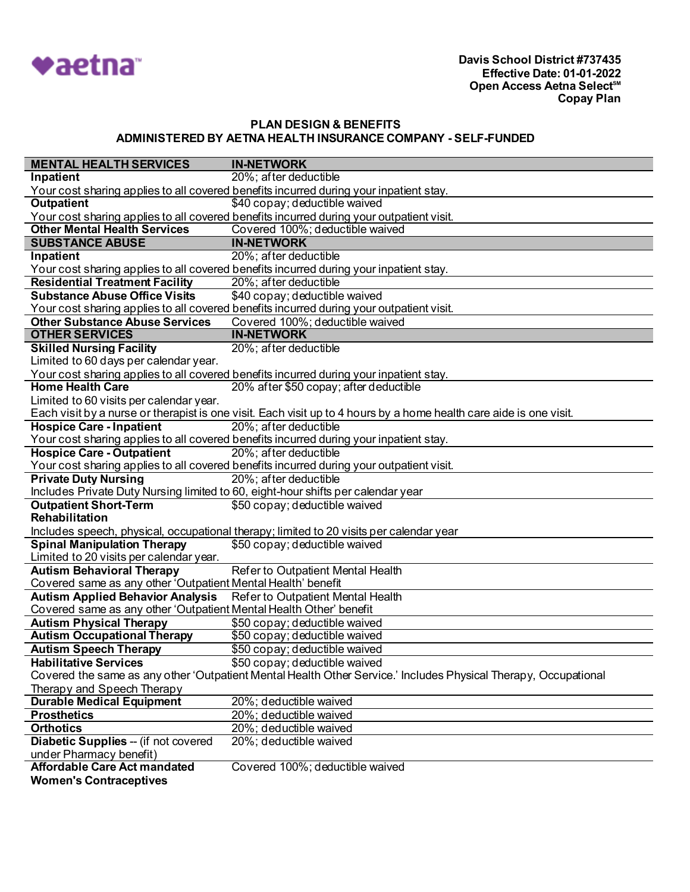aetna

**Davis School District #737435**
**Effective Date: 01-01-2022**
**Open Access Aetna Select℠**
**Copay Plan**

## PLAN DESIGN & BENEFITS
## ADMINISTERED BY AETNA HEALTH INSURANCE COMPANY - SELF-FUNDED

| MENTAL HEALTH SERVICES | IN-NETWORK |
|---|---|
| **Inpatient** | 20%; after deductible |
| Your cost sharing applies to all covered benefits incurred during your inpatient stay. | |
| **Outpatient** | $40 copay; deductible waived |
| Your cost sharing applies to all covered benefits incurred during your outpatient visit. | |
| **Other Mental Health Services** | Covered 100%; deductible waived |
| **SUBSTANCE ABUSE** | **IN-NETWORK** |
| **Inpatient** | 20%; after deductible |
| Your cost sharing applies to all covered benefits incurred during your inpatient stay. | |
| **Residential Treatment Facility** | 20%; after deductible |
| **Substance Abuse Office Visits** | $40 copay; deductible waived |
| Your cost sharing applies to all covered benefits incurred during your outpatient visit. | |
| **Other Substance Abuse Services** | Covered 100%; deductible waived |
| **OTHER SERVICES** | **IN-NETWORK** |
| **Skilled Nursing Facility** Limited to 60 days per calendar year. | 20%; after deductible |
| Your cost sharing applies to all covered benefits incurred during your inpatient stay. | |
| **Home Health Care** Limited to 60 visits per calendar year. | 20% after $50 copay; after deductible |
| Each visit by a nurse or therapist is one visit. Each visit up to 4 hours by a home health care aide is one visit. | |
| **Hospice Care - Inpatient** | 20%; after deductible |
| Your cost sharing applies to all covered benefits incurred during your inpatient stay. | |
| **Hospice Care - Outpatient** | 20%; after deductible |
| Your cost sharing applies to all covered benefits incurred during your outpatient visit. | |
| **Private Duty Nursing** | 20%; after deductible |
| Includes Private Duty Nursing limited to 60, eight-hour shifts per calendar year | |
| **Outpatient Short-Term Rehabilitation** | $50 copay; deductible waived |
| Includes speech, physical, occupational therapy; limited to 20 visits per calendar year | |
| **Spinal Manipulation Therapy** Limited to 20 visits per calendar year. | $50 copay; deductible waived |
| **Autism Behavioral Therapy** | Refer to Outpatient Mental Health |
| Covered same as any other 'Outpatient Mental Health' benefit | |
| **Autism Applied Behavior Analysis** | Refer to Outpatient Mental Health |
| Covered same as any other 'Outpatient Mental Health Other' benefit | |
| **Autism Physical Therapy** | $50 copay; deductible waived |
| **Autism Occupational Therapy** | $50 copay; deductible waived |
| **Autism Speech Therapy** | $50 copay; deductible waived |
| **Habilitative Services** | $50 copay; deductible waived |
| Covered the same as any other 'Outpatient Mental Health Other Service.' Includes Physical Therapy, Occupational Therapy and Speech Therapy | |
| **Durable Medical Equipment** | 20%; deductible waived |
| **Prosthetics** | 20%; deductible waived |
| **Orthotics** | 20%; deductible waived |
| **Diabetic Supplies** -- (if not covered under Pharmacy benefit) | 20%; deductible waived |
| **Affordable Care Act mandated Women's Contraceptives** | Covered 100%; deductible waived |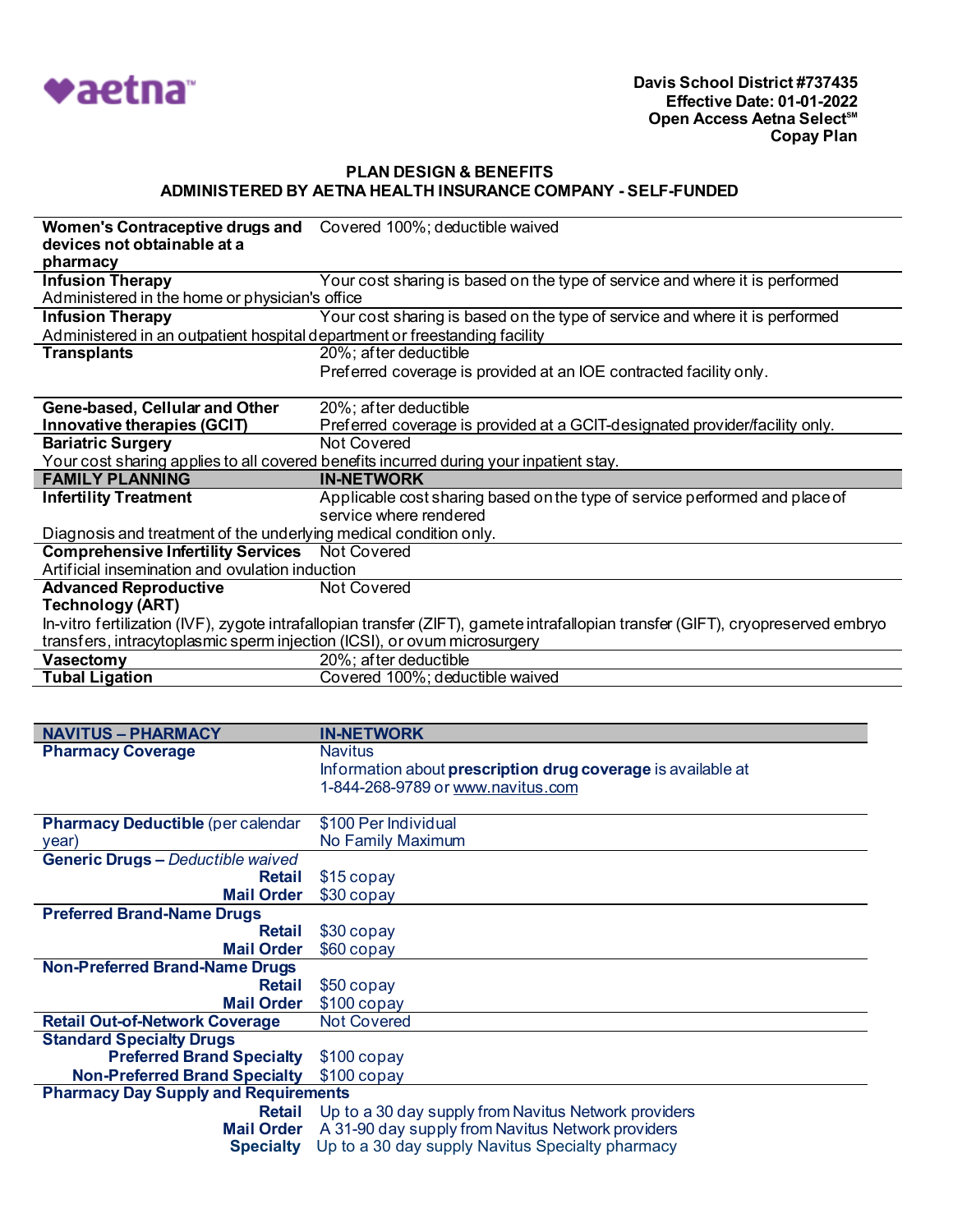**Davis School District #737435**
**Effective Date: 01-01-2022**
**Open Access Aetna Select℠**
**Copay Plan**

## PLAN DESIGN & BENEFITS
## ADMINISTERED BY AETNA HEALTH INSURANCE COMPANY - SELF-FUNDED

| | |
|---|---|
| **Women's Contraceptive drugs and devices not obtainable at a pharmacy** | Covered 100%; deductible waived |
| **Infusion Therapy** | Your cost sharing is based on the type of service and where it is performed |
| Administered in the home or physician's office | |
| **Infusion Therapy** | Your cost sharing is based on the type of service and where it is performed |
| Administered in an outpatient hospital department or freestanding facility | |
| **Transplants** | 20%; after deductible<br>Preferred coverage is provided at an IOE contracted facility only. |
| **Gene-based, Cellular and Other Innovative therapies (GCIT)** | 20%; after deductible<br>Preferred coverage is provided at a GCIT-designated provider/facility only. |
| **Bariatric Surgery** | Not Covered |
| Your cost sharing applies to all covered benefits incurred during your inpatient stay. | |
| **FAMILY PLANNING** | **IN-NETWORK** |
| **Infertility Treatment** | Applicable cost sharing based on the type of service performed and place of service where rendered |
| Diagnosis and treatment of the underlying medical condition only. | |
| **Comprehensive Infertility Services** | Not Covered |
| Artificial insemination and ovulation induction | |
| **Advanced Reproductive Technology (ART)** | Not Covered |
| In-vitro fertilization (IVF), zygote intrafallopian transfer (ZIFT), gamete intrafallopian transfer (GIFT), cryopreserved embryo transfers, intracytoplasmic sperm injection (ICSI), or ovum microsurgery | |
| **Vasectomy** | 20%; after deductible |
| **Tubal Ligation** | Covered 100%; deductible waived |

| **NAVITUS – PHARMACY** | **IN-NETWORK** |
|---|---|
| **Pharmacy Coverage** | Navitus<br>Information about **prescription drug coverage** is available at 1-844-268-9789 or www.navitus.com |
| **Pharmacy Deductible** (per calendar year) | $100 Per Individual<br>No Family Maximum |
| **Generic Drugs** – *Deductible waived* | |
| **Retail** | $15 copay |
| **Mail Order** | $30 copay |
| **Preferred Brand-Name Drugs** | |
| **Retail** | $30 copay |
| **Mail Order** | $60 copay |
| **Non-Preferred Brand-Name Drugs** | |
| **Retail** | $50 copay |
| **Mail Order** | $100 copay |
| **Retail Out-of-Network Coverage** | Not Covered |
| **Standard Specialty Drugs** | |
| **Preferred Brand Specialty** | $100 copay |
| **Non-Preferred Brand Specialty** | $100 copay |
| **Pharmacy Day Supply and Requirements** | |
| **Retail** | Up to a 30 day supply from Navitus Network providers |
| **Mail Order** | A 31-90 day supply from Navitus Network providers |
| **Specialty** | Up to a 30 day supply Navitus Specialty pharmacy |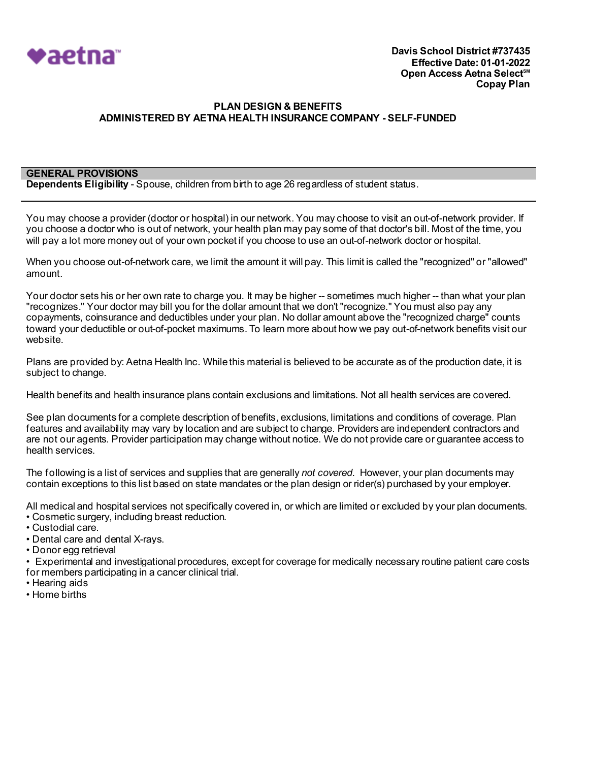**Davis School District #737435**
**Effective Date: 01-01-2022**
**Open Access Aetna Select℠**
**Copay Plan**

## PLAN DESIGN & BENEFITS
## ADMINISTERED BY AETNA HEALTH INSURANCE COMPANY - SELF-FUNDED

### GENERAL PROVISIONS

**Dependents Eligibility** - Spouse, children from birth to age 26 regardless of student status.

---

You may choose a provider (doctor or hospital) in our network. You may choose to visit an out-of-network provider. If you choose a doctor who is out of network, your health plan may pay some of that doctor's bill. Most of the time, you will pay a lot more money out of your own pocket if you choose to use an out-of-network doctor or hospital.

When you choose out-of-network care, we limit the amount it will pay. This limit is called the "recognized" or "allowed" amount.

Your doctor sets his or her own rate to charge you. It may be higher -- sometimes much higher -- than what your plan "recognizes." Your doctor may bill you for the dollar amount that we don't "recognize." You must also pay any copayments, coinsurance and deductibles under your plan. No dollar amount above the "recognized charge" counts toward your deductible or out-of-pocket maximums. To learn more about how we pay out-of-network benefits visit our website.

Plans are provided by: Aetna Health Inc. While this material is believed to be accurate as of the production date, it is subject to change.

Health benefits and health insurance plans contain exclusions and limitations. Not all health services are covered.

See plan documents for a complete description of benefits, exclusions, limitations and conditions of coverage. Plan features and availability may vary by location and are subject to change. Providers are independent contractors and are not our agents. Provider participation may change without notice. We do not provide care or guarantee access to health services.

The following is a list of services and supplies that are generally *not covered*. However, your plan documents may contain exceptions to this list based on state mandates or the plan design or rider(s) purchased by your employer.

All medical and hospital services not specifically covered in, or which are limited or excluded by your plan documents.
- Cosmetic surgery, including breast reduction.
- Custodial care.
- Dental care and dental X-rays.
- Donor egg retrieval
- Experimental and investigational procedures, except for coverage for medically necessary routine patient care costs for members participating in a cancer clinical trial.
- Hearing aids
- Home births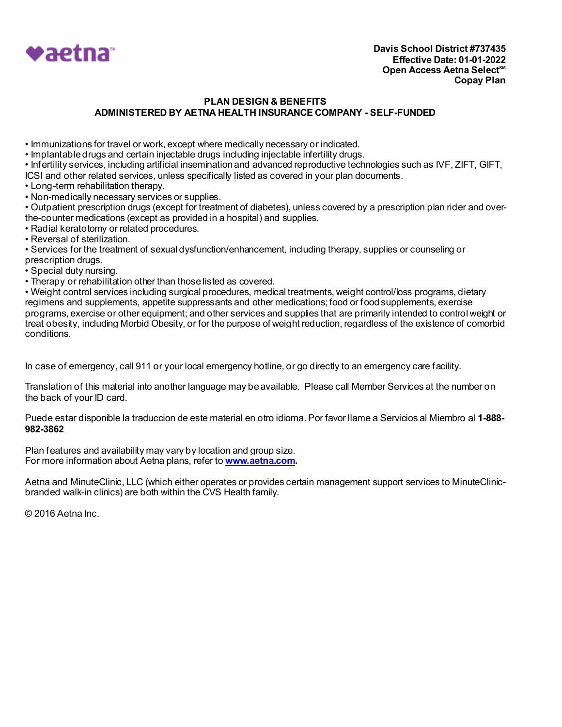**Davis School District #737435**
**Effective Date: 01-01-2022**
**Open Access Aetna Select℠**
**Copay Plan**

## PLAN DESIGN & BENEFITS
## ADMINISTERED BY AETNA HEALTH INSURANCE COMPANY - SELF-FUNDED

- Immunizations for travel or work, except where medically necessary or indicated.
- Implantable drugs and certain injectable drugs including injectable infertility drugs.
- Infertility services, including artificial insemination and advanced reproductive technologies such as IVF, ZIFT, GIFT, ICSI and other related services, unless specifically listed as covered in your plan documents.
- Long-term rehabilitation therapy.
- Non-medically necessary services or supplies.
- Outpatient prescription drugs (except for treatment of diabetes), unless covered by a prescription plan rider and over-the-counter medications (except as provided in a hospital) and supplies.
- Radial keratotomy or related procedures.
- Reversal of sterilization.
- Services for the treatment of sexual dysfunction/enhancement, including therapy, supplies or counseling or prescription drugs.
- Special duty nursing.
- Therapy or rehabilitation other than those listed as covered.
- Weight control services including surgical procedures, medical treatments, weight control/loss programs, dietary regimens and supplements, appetite suppressants and other medications; food or food supplements, exercise programs, exercise or other equipment; and other services and supplies that are primarily intended to control weight or treat obesity, including Morbid Obesity, or for the purpose of weight reduction, regardless of the existence of comorbid conditions.

In case of emergency, call 911 or your local emergency hotline, or go directly to an emergency care facility.

Translation of this material into another language may be available. Please call Member Services at the number on the back of your ID card.

Puede estar disponible la traduccion de este material en otro idioma. Por favor llame a Servicios al Miembro al **1-888-982-3862**

Plan features and availability may vary by location and group size.
For more information about Aetna plans, refer to **www.aetna.com.**

Aetna and MinuteClinic, LLC (which either operates or provides certain management support services to MinuteClinic-branded walk-in clinics) are both within the CVS Health family.

© 2016 Aetna Inc.